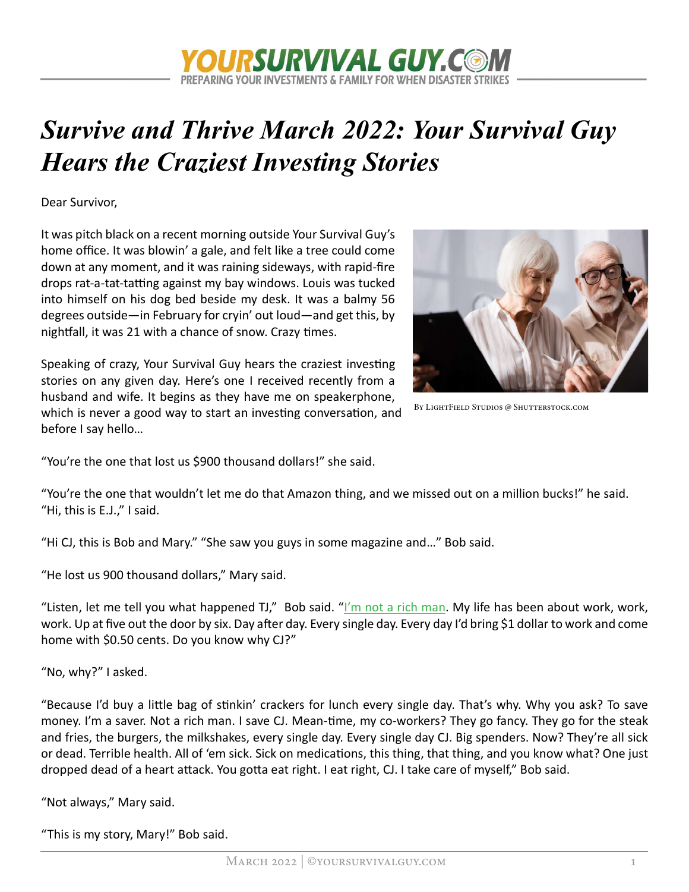# *Survive and Thrive March 2022: Your Survival Guy Hears the Craziest Investing Stories*

Dear Survivor,

It was pitch black on a recent morning outside Your Survival Guy's home office. It was blowin' a gale, and felt like a tree could come down at any moment, and it was raining sideways, with rapid-fire drops rat-a-tat-tatting against my bay windows. Louis was tucked into himself on his dog bed beside my desk. It was a balmy 56 degrees outside—in February for cryin' out loud—and get this, by nightfall, it was 21 with a chance of snow. Crazy times.

Speaking of crazy, Your Survival Guy hears the craziest investing stories on any given day. Here's one I received recently from a husband and wife. It begins as they have me on speakerphone, which is never a good way to start an investing conversation, and before I say hello…

By LightField Studios @ Shutterstock.com

"You're the one that lost us $900 thousand dollars!" she said.

"You're the one that wouldn't let me do that Amazon thing, and we missed out on a million bucks!" he said. "Hi, this is E.J.," I said.

"Hi CJ, this is Bob and Mary." "She saw you guys in some magazine and…" Bob said.

"He lost us 900 thousand dollars," Mary said.

"Listen, let me tell you what happened TJ," Bob said. "I'm not a rich man. My life has been about work, work, work. Up at five out the door by six. Day after day. Every single day. Every day I'd bring $1 dollar to work and come home with $0.50 cents. Do you know why CJ?"

"No, why?" I asked.

"Because I'd buy a little bag of stinkin' crackers for lunch every single day. That's why. Why you ask? To save money. I'm a saver. Not a rich man. I save CJ. Mean-time, my co-workers? They go fancy. They go for the steak and fries, the burgers, the milkshakes, every single day. Every single day CJ. Big spenders. Now? They're all sick or dead. Terrible health. All of 'em sick. Sick on medications, this thing, that thing, and you know what? One just dropped dead of a heart attack. You gotta eat right. I eat right, CJ. I take care of myself," Bob said.

"Not always," Mary said.

"This is my story, Mary!" Bob said.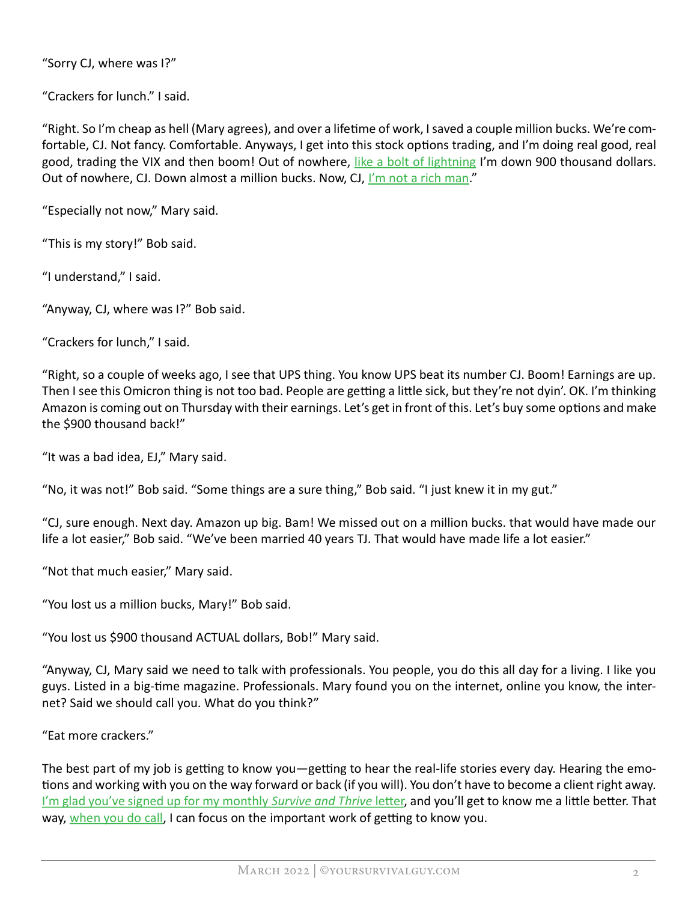"Sorry CJ, where was I?"

"Crackers for lunch." I said.

"Right. So I'm cheap as hell (Mary agrees), and over a lifetime of work, I saved a couple million bucks. We're comfortable, CJ. Not fancy. Comfortable. Anyways, I get into this stock options trading, and I'm doing real good, real good, trading the VIX and then boom! Out of nowhere, like a bolt of lightning I'm down 900 thousand dollars. Out of nowhere, CJ. Down almost a million bucks. Now, CJ, I'm not a rich man."

"Especially not now," Mary said.

"This is my story!" Bob said.

"I understand," I said.

"Anyway, CJ, where was I?" Bob said.

"Crackers for lunch," I said.

"Right, so a couple of weeks ago, I see that UPS thing. You know UPS beat its number CJ. Boom! Earnings are up. Then I see this Omicron thing is not too bad. People are getting a little sick, but they're not dyin'. OK. I'm thinking Amazon is coming out on Thursday with their earnings. Let's get in front of this. Let's buy some options and make the $900 thousand back!"

"It was a bad idea, EJ," Mary said.

"No, it was not!" Bob said. "Some things are a sure thing," Bob said. "I just knew it in my gut."

"CJ, sure enough. Next day. Amazon up big. Bam! We missed out on a million bucks. that would have made our life a lot easier," Bob said. "We've been married 40 years TJ. That would have made life a lot easier."

"Not that much easier," Mary said.

"You lost us a million bucks, Mary!" Bob said.

"You lost us $900 thousand ACTUAL dollars, Bob!" Mary said.

"Anyway, CJ, Mary said we need to talk with professionals. You people, you do this all day for a living. I like you guys. Listed in a big-time magazine. Professionals. Mary found you on the internet, online you know, the internet? Said we should call you. What do you think?"

"Eat more crackers."

The best part of my job is getting to know you—getting to hear the real-life stories every day. Hearing the emotions and working with you on the way forward or back (if you will). You don't have to become a client right away. I'm glad you've signed up for my monthly *Survive and Thrive* letter, and you'll get to know me a little better. That way, when you do call, I can focus on the important work of getting to know you.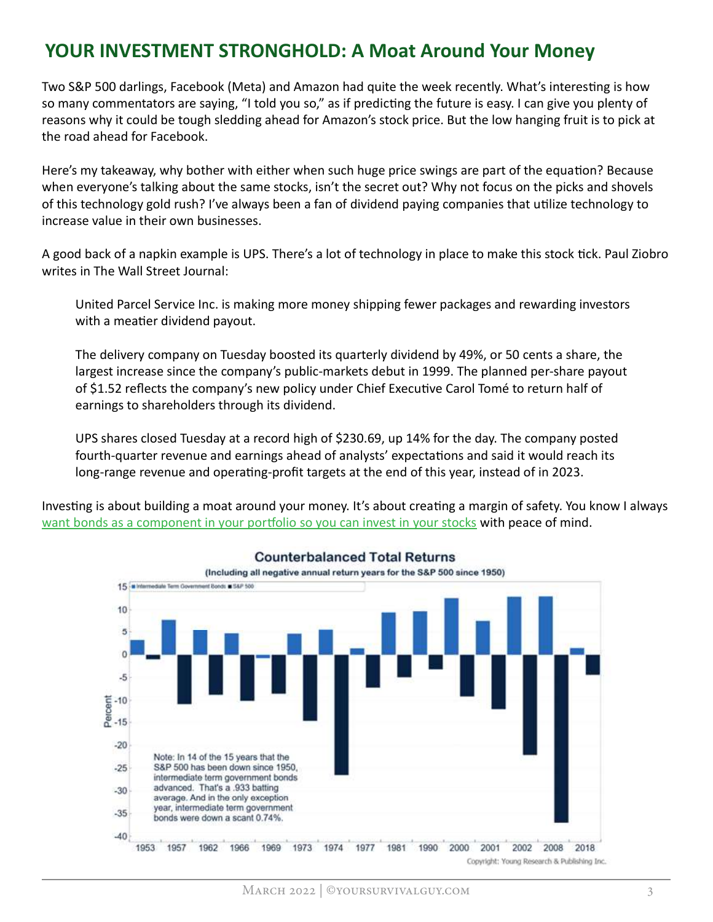# YOUR INVESTMENT STRONGHOLD: A Moat Around Your Money

Two S&P 500 darlings, Facebook (Meta) and Amazon had quite the week recently. What's interesting is how so many commentators are saying, "I told you so," as if predicting the future is easy. I can give you plenty of reasons why it could be tough sledding ahead for Amazon's stock price. But the low hanging fruit is to pick at the road ahead for Facebook.

Here's my takeaway, why bother with either when such huge price swings are part of the equation? Because when everyone's talking about the same stocks, isn't the secret out? Why not focus on the picks and shovels of this technology gold rush? I've always been a fan of dividend paying companies that utilize technology to increase value in their own businesses.

A good back of a napkin example is UPS. There's a lot of technology in place to make this stock tick. Paul Ziobro writes in The Wall Street Journal:

> United Parcel Service Inc. is making more money shipping fewer packages and rewarding investors with a meatier dividend payout.
>
> The delivery company on Tuesday boosted its quarterly dividend by 49%, or 50 cents a share, the largest increase since the company's public-markets debut in 1999. The planned per-share payout of $1.52 reflects the company's new policy under Chief Executive Carol Tomé to return half of earnings to shareholders through its dividend.
>
> UPS shares closed Tuesday at a record high of $230.69, up 14% for the day. The company posted fourth-quarter revenue and earnings ahead of analysts' expectations and said it would reach its long-range revenue and operating-profit targets at the end of this year, instead of in 2023.

Investing is about building a moat around your money. It's about creating a margin of safety. You know I always want bonds as a component in your portfolio so you can invest in your stocks with peace of mind.

**Counterbalanced Total Returns**

(Including all negative annual return years for the S&P 500 since 1950)

Legend: Intermediate Term Government Bonds; S&P 500

Years: 1953, 1957, 1962, 1966, 1969, 1973, 1974, 1977, 1981, 1990, 2000, 2001, 2002, 2008, 2018

Note: In 14 of the 15 years that the S&P 500 has been down since 1950, intermediate term government bonds advanced. That's a .933 batting average. And in the only exception year, intermediate term government bonds were down a scant 0.74%.

Copyright: Young Research & Publishing Inc.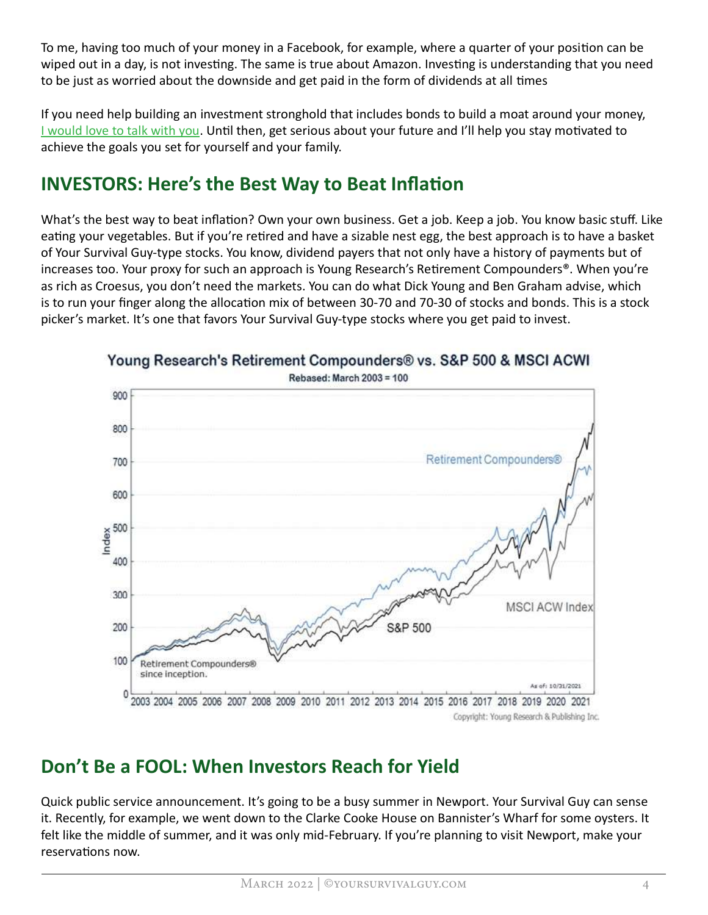To me, having too much of your money in a Facebook, for example, where a quarter of your position can be wiped out in a day, is not investing. The same is true about Amazon. Investing is understanding that you need to be just as worried about the downside and get paid in the form of dividends at all times

If you need help building an investment stronghold that includes bonds to build a moat around your money, I would love to talk with you. Until then, get serious about your future and I'll help you stay motivated to achieve the goals you set for yourself and your family.

## INVESTORS: Here's the Best Way to Beat Inflation

What's the best way to beat inflation? Own your own business. Get a job. Keep a job. You know basic stuff. Like eating your vegetables. But if you're retired and have a sizable nest egg, the best approach is to have a basket of Your Survival Guy-type stocks. You know, dividend payers that not only have a history of payments but of increases too. Your proxy for such an approach is Young Research's Retirement Compounders®. When you're as rich as Croesus, you don't need the markets. You can do what Dick Young and Ben Graham advise, which is to run your finger along the allocation mix of between 30-70 and 70-30 of stocks and bonds. This is a stock picker's market. It's one that favors Your Survival Guy-type stocks where you get paid to invest.

**Young Research's Retirement Compounders® vs. S&P 500 & MSCI ACWI**

Rebased: March 2003 = 100

Copyright: Young Research & Publishing Inc.

## Don't Be a FOOL: When Investors Reach for Yield

Quick public service announcement. It's going to be a busy summer in Newport. Your Survival Guy can sense it. Recently, for example, we went down to the Clarke Cooke House on Bannister's Wharf for some oysters. It felt like the middle of summer, and it was only mid-February. If you're planning to visit Newport, make your reservations now.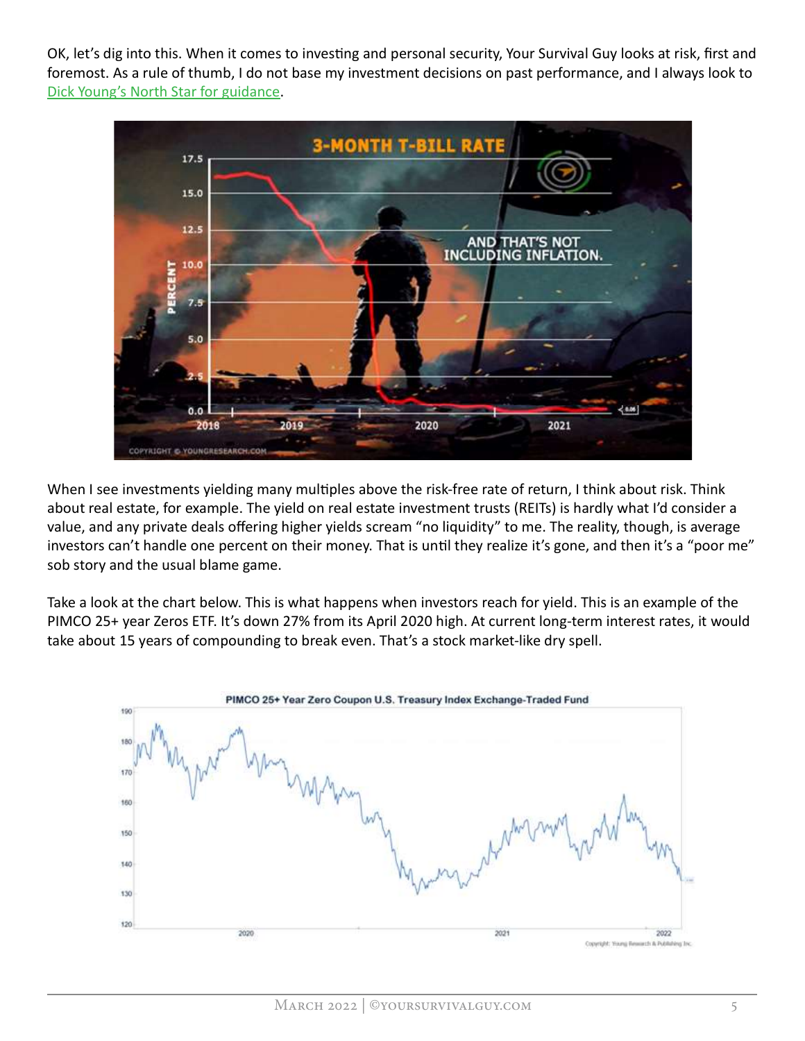OK, let's dig into this. When it comes to investing and personal security, Your Survival Guy looks at risk, first and foremost. As a rule of thumb, I do not base my investment decisions on past performance, and I always look to Dick Young's North Star for guidance.

When I see investments yielding many multiples above the risk-free rate of return, I think about risk. Think about real estate, for example. The yield on real estate investment trusts (REITs) is hardly what I'd consider a value, and any private deals offering higher yields scream "no liquidity" to me. The reality, though, is average investors can't handle one percent on their money. That is until they realize it's gone, and then it's a "poor me" sob story and the usual blame game.

Take a look at the chart below. This is what happens when investors reach for yield. This is an example of the PIMCO 25+ year Zeros ETF. It's down 27% from its April 2020 high. At current long-term interest rates, it would take about 15 years of compounding to break even. That's a stock market-like dry spell.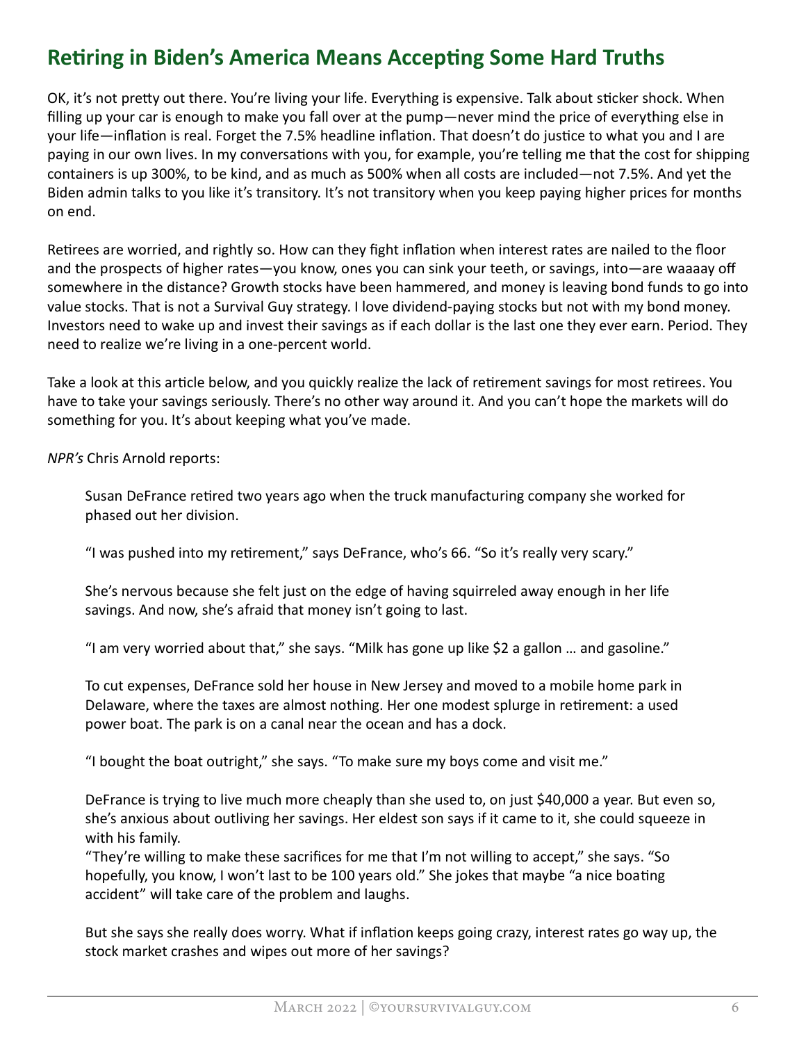## Retiring in Biden's America Means Accepting Some Hard Truths

OK, it's not pretty out there. You're living your life. Everything is expensive. Talk about sticker shock. When filling up your car is enough to make you fall over at the pump—never mind the price of everything else in your life—inflation is real. Forget the 7.5% headline inflation. That doesn't do justice to what you and I are paying in our own lives. In my conversations with you, for example, you're telling me that the cost for shipping containers is up 300%, to be kind, and as much as 500% when all costs are included—not 7.5%. And yet the Biden admin talks to you like it's transitory. It's not transitory when you keep paying higher prices for months on end.

Retirees are worried, and rightly so. How can they fight inflation when interest rates are nailed to the floor and the prospects of higher rates—you know, ones you can sink your teeth, or savings, into—are waaaay off somewhere in the distance? Growth stocks have been hammered, and money is leaving bond funds to go into value stocks. That is not a Survival Guy strategy. I love dividend-paying stocks but not with my bond money. Investors need to wake up and invest their savings as if each dollar is the last one they ever earn. Period. They need to realize we're living in a one-percent world.

Take a look at this article below, and you quickly realize the lack of retirement savings for most retirees. You have to take your savings seriously. There's no other way around it. And you can't hope the markets will do something for you. It's about keeping what you've made.

*NPR's* Chris Arnold reports:

> Susan DeFrance retired two years ago when the truck manufacturing company she worked for phased out her division.
>
> "I was pushed into my retirement," says DeFrance, who's 66. "So it's really very scary."
>
> She's nervous because she felt just on the edge of having squirreled away enough in her life savings. And now, she's afraid that money isn't going to last.
>
> "I am very worried about that," she says. "Milk has gone up like $2 a gallon … and gasoline."
>
> To cut expenses, DeFrance sold her house in New Jersey and moved to a mobile home park in Delaware, where the taxes are almost nothing. Her one modest splurge in retirement: a used power boat. The park is on a canal near the ocean and has a dock.
>
> "I bought the boat outright," she says. "To make sure my boys come and visit me."
>
> DeFrance is trying to live much more cheaply than she used to, on just $40,000 a year. But even so, she's anxious about outliving her savings. Her eldest son says if it came to it, she could squeeze in with his family.
> "They're willing to make these sacrifices for me that I'm not willing to accept," she says. "So hopefully, you know, I won't last to be 100 years old." She jokes that maybe "a nice boating accident" will take care of the problem and laughs.
>
> But she says she really does worry. What if inflation keeps going crazy, interest rates go way up, the stock market crashes and wipes out more of her savings?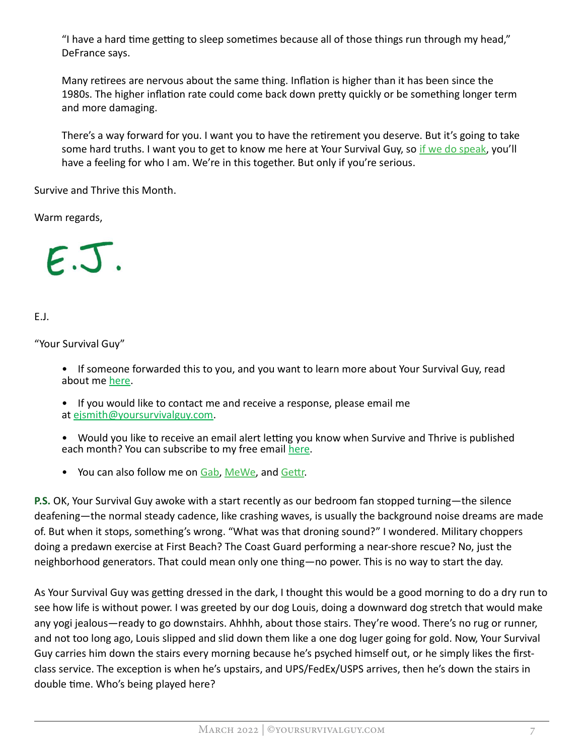"I have a hard time getting to sleep sometimes because all of those things run through my head," DeFrance says.

Many retirees are nervous about the same thing. Inflation is higher than it has been since the 1980s. The higher inflation rate could come back down pretty quickly or be something longer term and more damaging.

There's a way forward for you. I want you to have the retirement you deserve. But it's going to take some hard truths. I want you to get to know me here at Your Survival Guy, so if we do speak, you'll have a feeling for who I am. We're in this together. But only if you're serious.

Survive and Thrive this Month.

Warm regards,

E.J.

E.J.

"Your Survival Guy"

- If someone forwarded this to you, and you want to learn more about Your Survival Guy, read about me here.
- If you would like to contact me and receive a response, please email me at ejsmith@yoursurvivalguy.com.
- Would you like to receive an email alert letting you know when Survive and Thrive is published each month? You can subscribe to my free email here.
- You can also follow me on Gab, MeWe, and Gettr.

**P.S.** OK, Your Survival Guy awoke with a start recently as our bedroom fan stopped turning—the silence deafening—the normal steady cadence, like crashing waves, is usually the background noise dreams are made of. But when it stops, something's wrong. "What was that droning sound?" I wondered. Military choppers doing a predawn exercise at First Beach? The Coast Guard performing a near-shore rescue? No, just the neighborhood generators. That could mean only one thing—no power. This is no way to start the day.

As Your Survival Guy was getting dressed in the dark, I thought this would be a good morning to do a dry run to see how life is without power. I was greeted by our dog Louis, doing a downward dog stretch that would make any yogi jealous—ready to go downstairs. Ahhhh, about those stairs. They're wood. There's no rug or runner, and not too long ago, Louis slipped and slid down them like a one dog luger going for gold. Now, Your Survival Guy carries him down the stairs every morning because he's psyched himself out, or he simply likes the first-class service. The exception is when he's upstairs, and UPS/FedEx/USPS arrives, then he's down the stairs in double time. Who's being played here?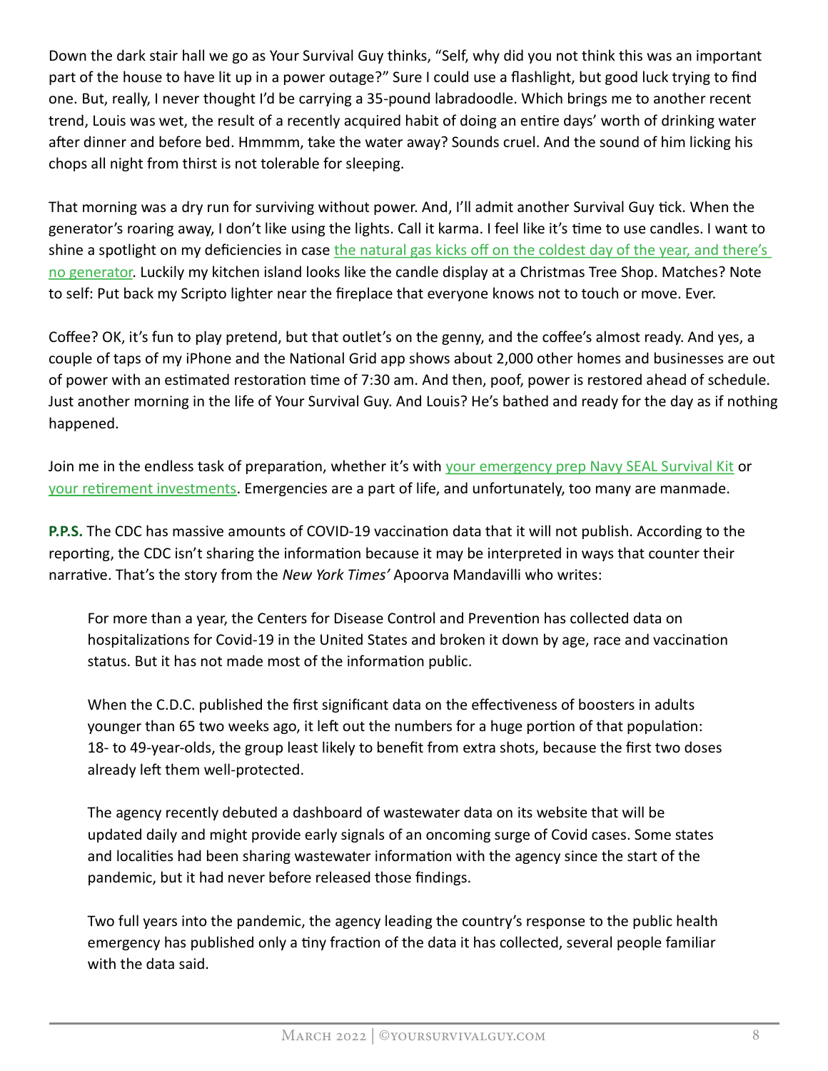Down the dark stair hall we go as Your Survival Guy thinks, "Self, why did you not think this was an important part of the house to have lit up in a power outage?" Sure I could use a flashlight, but good luck trying to find one. But, really, I never thought I'd be carrying a 35-pound labradoodle. Which brings me to another recent trend, Louis was wet, the result of a recently acquired habit of doing an entire days' worth of drinking water after dinner and before bed. Hmmmm, take the water away? Sounds cruel. And the sound of him licking his chops all night from thirst is not tolerable for sleeping.

That morning was a dry run for surviving without power. And, I'll admit another Survival Guy tick. When the generator's roaring away, I don't like using the lights. Call it karma. I feel like it's time to use candles. I want to shine a spotlight on my deficiencies in case the natural gas kicks off on the coldest day of the year, and there's no generator. Luckily my kitchen island looks like the candle display at a Christmas Tree Shop. Matches? Note to self: Put back my Scripto lighter near the fireplace that everyone knows not to touch or move. Ever.

Coffee? OK, it's fun to play pretend, but that outlet's on the genny, and the coffee's almost ready. And yes, a couple of taps of my iPhone and the National Grid app shows about 2,000 other homes and businesses are out of power with an estimated restoration time of 7:30 am. And then, poof, power is restored ahead of schedule. Just another morning in the life of Your Survival Guy. And Louis? He's bathed and ready for the day as if nothing happened.

Join me in the endless task of preparation, whether it's with your emergency prep Navy SEAL Survival Kit or your retirement investments. Emergencies are a part of life, and unfortunately, too many are manmade.

**P.P.S.** The CDC has massive amounts of COVID-19 vaccination data that it will not publish. According to the reporting, the CDC isn't sharing the information because it may be interpreted in ways that counter their narrative. That's the story from the *New York Times'* Apoorva Mandavilli who writes:

> For more than a year, the Centers for Disease Control and Prevention has collected data on hospitalizations for Covid-19 in the United States and broken it down by age, race and vaccination status. But it has not made most of the information public.
>
> When the C.D.C. published the first significant data on the effectiveness of boosters in adults younger than 65 two weeks ago, it left out the numbers for a huge portion of that population: 18- to 49-year-olds, the group least likely to benefit from extra shots, because the first two doses already left them well-protected.
>
> The agency recently debuted a dashboard of wastewater data on its website that will be updated daily and might provide early signals of an oncoming surge of Covid cases. Some states and localities had been sharing wastewater information with the agency since the start of the pandemic, but it had never before released those findings.
>
> Two full years into the pandemic, the agency leading the country's response to the public health emergency has published only a tiny fraction of the data it has collected, several people familiar with the data said.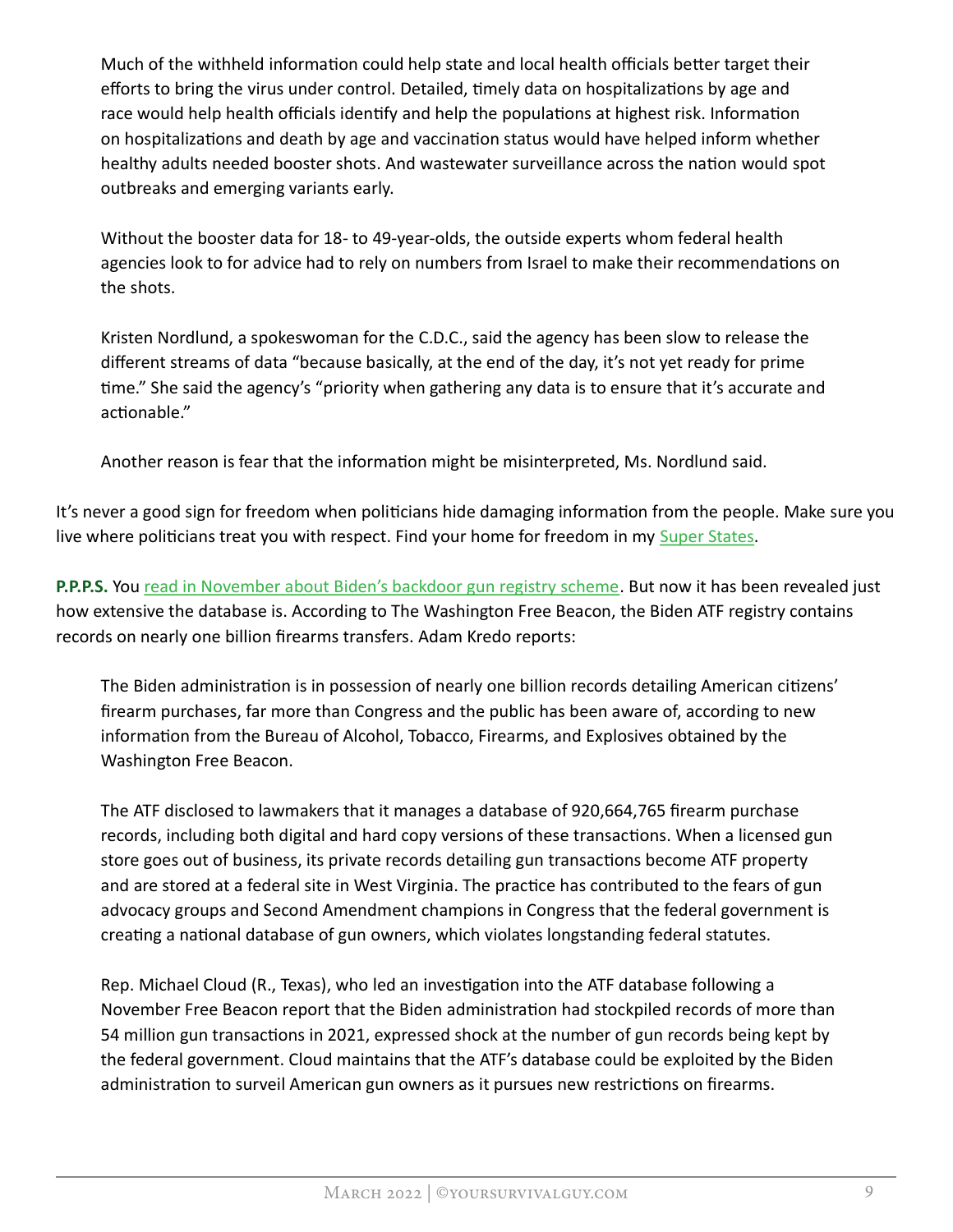> Much of the withheld information could help state and local health officials better target their efforts to bring the virus under control. Detailed, timely data on hospitalizations by age and race would help health officials identify and help the populations at highest risk. Information on hospitalizations and death by age and vaccination status would have helped inform whether healthy adults needed booster shots. And wastewater surveillance across the nation would spot outbreaks and emerging variants early.
>
> Without the booster data for 18- to 49-year-olds, the outside experts whom federal health agencies look to for advice had to rely on numbers from Israel to make their recommendations on the shots.
>
> Kristen Nordlund, a spokeswoman for the C.D.C., said the agency has been slow to release the different streams of data "because basically, at the end of the day, it's not yet ready for prime time." She said the agency's "priority when gathering any data is to ensure that it's accurate and actionable."
>
> Another reason is fear that the information might be misinterpreted, Ms. Nordlund said.

It's never a good sign for freedom when politicians hide damaging information from the people. Make sure you live where politicians treat you with respect. Find your home for freedom in my Super States.

**P.P.P.S.** You read in November about Biden's backdoor gun registry scheme. But now it has been revealed just how extensive the database is. According to The Washington Free Beacon, the Biden ATF registry contains records on nearly one billion firearms transfers. Adam Kredo reports:

> The Biden administration is in possession of nearly one billion records detailing American citizens' firearm purchases, far more than Congress and the public has been aware of, according to new information from the Bureau of Alcohol, Tobacco, Firearms, and Explosives obtained by the Washington Free Beacon.
>
> The ATF disclosed to lawmakers that it manages a database of 920,664,765 firearm purchase records, including both digital and hard copy versions of these transactions. When a licensed gun store goes out of business, its private records detailing gun transactions become ATF property and are stored at a federal site in West Virginia. The practice has contributed to the fears of gun advocacy groups and Second Amendment champions in Congress that the federal government is creating a national database of gun owners, which violates longstanding federal statutes.
>
> Rep. Michael Cloud (R., Texas), who led an investigation into the ATF database following a November Free Beacon report that the Biden administration had stockpiled records of more than 54 million gun transactions in 2021, expressed shock at the number of gun records being kept by the federal government. Cloud maintains that the ATF's database could be exploited by the Biden administration to surveil American gun owners as it pursues new restrictions on firearms.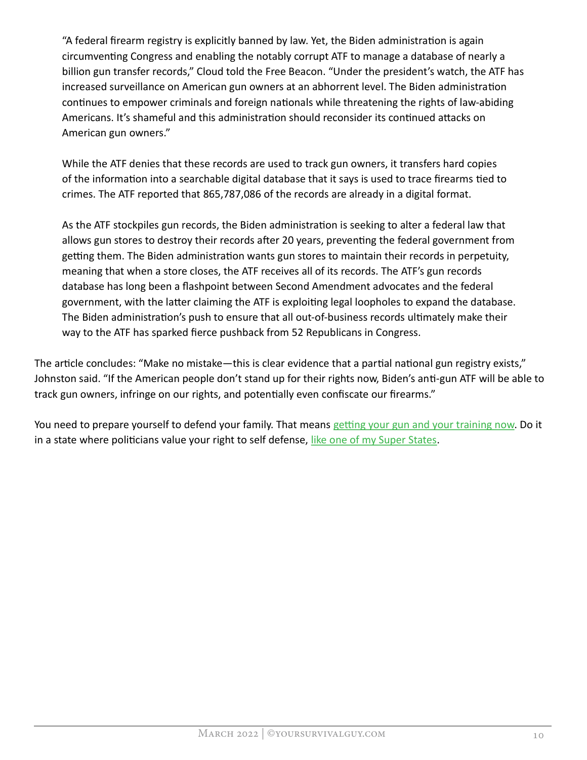> "A federal firearm registry is explicitly banned by law. Yet, the Biden administration is again circumventing Congress and enabling the notably corrupt ATF to manage a database of nearly a billion gun transfer records," Cloud told the Free Beacon. "Under the president's watch, the ATF has increased surveillance on American gun owners at an abhorrent level. The Biden administration continues to empower criminals and foreign nationals while threatening the rights of law-abiding Americans. It's shameful and this administration should reconsider its continued attacks on American gun owners."
>
> While the ATF denies that these records are used to track gun owners, it transfers hard copies of the information into a searchable digital database that it says is used to trace firearms tied to crimes. The ATF reported that 865,787,086 of the records are already in a digital format.
>
> As the ATF stockpiles gun records, the Biden administration is seeking to alter a federal law that allows gun stores to destroy their records after 20 years, preventing the federal government from getting them. The Biden administration wants gun stores to maintain their records in perpetuity, meaning that when a store closes, the ATF receives all of its records. The ATF's gun records database has long been a flashpoint between Second Amendment advocates and the federal government, with the latter claiming the ATF is exploiting legal loopholes to expand the database. The Biden administration's push to ensure that all out-of-business records ultimately make their way to the ATF has sparked fierce pushback from 52 Republicans in Congress.

The article concludes: "Make no mistake—this is clear evidence that a partial national gun registry exists," Johnston said. "If the American people don't stand up for their rights now, Biden's anti-gun ATF will be able to track gun owners, infringe on our rights, and potentially even confiscate our firearms."

You need to prepare yourself to defend your family. That means getting your gun and your training now. Do it in a state where politicians value your right to self defense, like one of my Super States.